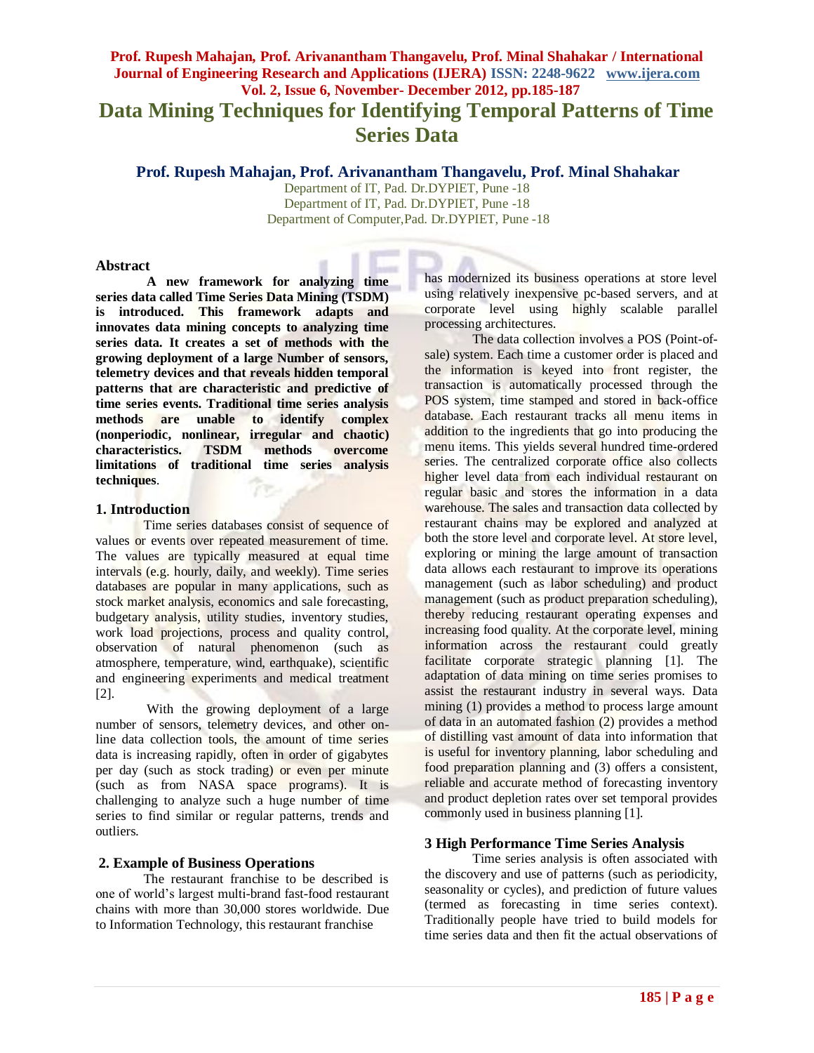# Data Mining Techniques for Identifying Temporal Patterns of Time Series Data

**Prof. Rupesh Mahajan, Prof. Arivanantham Thangavelu, Prof. Minal Shahakar**

Department of IT, Pad. Dr.DYPIET, Pune -18
Department of IT, Pad. Dr.DYPIET, Pune -18
Department of Computer,Pad. Dr.DYPIET, Pune -18

## Abstract

**A new framework for analyzing time series data called Time Series Data Mining (TSDM) is introduced. This framework adapts and innovates data mining concepts to analyzing time series data. It creates a set of methods with the growing deployment of a large Number of sensors, telemetry devices and that reveals hidden temporal patterns that are characteristic and predictive of time series events. Traditional time series analysis methods are unable to identify complex (nonperiodic, nonlinear, irregular and chaotic) characteristics. TSDM methods overcome limitations of traditional time series analysis techniques**.

## 1. Introduction

Time series databases consist of sequence of values or events over repeated measurement of time. The values are typically measured at equal time intervals (e.g. hourly, daily, and weekly). Time series databases are popular in many applications, such as stock market analysis, economics and sale forecasting, budgetary analysis, utility studies, inventory studies, work load projections, process and quality control, observation of natural phenomenon (such as atmosphere, temperature, wind, earthquake), scientific and engineering experiments and medical treatment [2].

With the growing deployment of a large number of sensors, telemetry devices, and other on-line data collection tools, the amount of time series data is increasing rapidly, often in order of gigabytes per day (such as stock trading) or even per minute (such as from NASA space programs). It is challenging to analyze such a huge number of time series to find similar or regular patterns, trends and outliers.

## 2. Example of Business Operations

The restaurant franchise to be described is one of world's largest multi-brand fast-food restaurant chains with more than 30,000 stores worldwide. Due to Information Technology, this restaurant franchise has modernized its business operations at store level using relatively inexpensive pc-based servers, and at corporate level using highly scalable parallel processing architectures.

The data collection involves a POS (Point-of-sale) system. Each time a customer order is placed and the information is keyed into front register, the transaction is automatically processed through the POS system, time stamped and stored in back-office database. Each restaurant tracks all menu items in addition to the ingredients that go into producing the menu items. This yields several hundred time-ordered series. The centralized corporate office also collects higher level data from each individual restaurant on regular basic and stores the information in a data warehouse. The sales and transaction data collected by restaurant chains may be explored and analyzed at both the store level and corporate level. At store level, exploring or mining the large amount of transaction data allows each restaurant to improve its operations management (such as labor scheduling) and product management (such as product preparation scheduling), thereby reducing restaurant operating expenses and increasing food quality. At the corporate level, mining information across the restaurant could greatly facilitate corporate strategic planning [1]. The adaptation of data mining on time series promises to assist the restaurant industry in several ways. Data mining (1) provides a method to process large amount of data in an automated fashion (2) provides a method of distilling vast amount of data into information that is useful for inventory planning, labor scheduling and food preparation planning and (3) offers a consistent, reliable and accurate method of forecasting inventory and product depletion rates over set temporal provides commonly used in business planning [1].

## 3 High Performance Time Series Analysis

Time series analysis is often associated with the discovery and use of patterns (such as periodicity, seasonality or cycles), and prediction of future values (termed as forecasting in time series context). Traditionally people have tried to build models for time series data and then fit the actual observations of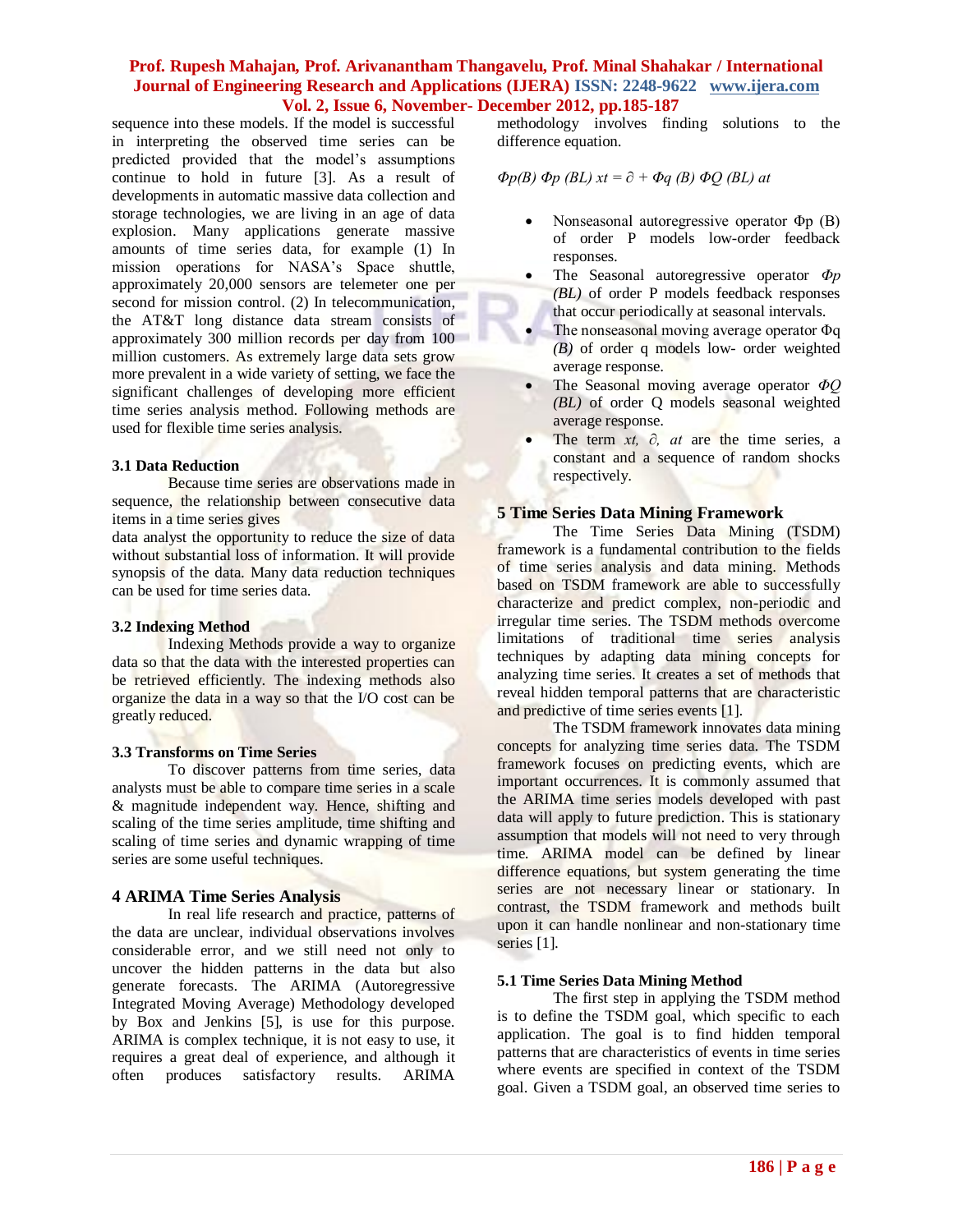sequence into these models. If the model is successful in interpreting the observed time series can be predicted provided that the model's assumptions continue to hold in future [3]. As a result of developments in automatic massive data collection and storage technologies, we are living in an age of data explosion. Many applications generate massive amounts of time series data, for example (1) In mission operations for NASA's Space shuttle, approximately 20,000 sensors are telemeter one per second for mission control. (2) In telecommunication, the AT&T long distance data stream consists of approximately 300 million records per day from 100 million customers. As extremely large data sets grow more prevalent in a wide variety of setting, we face the significant challenges of developing more efficient time series analysis method. Following methods are used for flexible time series analysis.

### 3.1 Data Reduction

Because time series are observations made in sequence, the relationship between consecutive data items in a time series gives data analyst the opportunity to reduce the size of data without substantial loss of information. It will provide synopsis of the data. Many data reduction techniques can be used for time series data.

### 3.2 Indexing Method

Indexing Methods provide a way to organize data so that the data with the interested properties can be retrieved efficiently. The indexing methods also organize the data in a way so that the I/O cost can be greatly reduced.

### 3.3 Transforms on Time Series

To discover patterns from time series, data analysts must be able to compare time series in a scale & magnitude independent way. Hence, shifting and scaling of the time series amplitude, time shifting and scaling of time series and dynamic wrapping of time series are some useful techniques.

## 4 ARIMA Time Series Analysis

In real life research and practice, patterns of the data are unclear, individual observations involves considerable error, and we still need not only to uncover the hidden patterns in the data but also generate forecasts. The ARIMA (Autoregressive Integrated Moving Average) Methodology developed by Box and Jenkins [5], is use for this purpose. ARIMA is complex technique, it is not easy to use, it requires a great deal of experience, and although it often produces satisfactory results. ARIMA methodology involves finding solutions to the difference equation.

$$\Phi p(B)\ \Phi p\ (BL)\ xt = \partial + \Phi q\ (B)\ \Phi Q\ (BL)\ at$$

- Nonseasonal autoregressive operator $\Phi p$ (B) of order P models low-order feedback responses.
- The Seasonal autoregressive operator $\Phi p$ *(BL)* of order P models feedback responses that occur periodically at seasonal intervals.
- The nonseasonal moving average operator $\Phi q$ *(B)* of order q models low- order weighted average response.
- The Seasonal moving average operator $\Phi Q$ *(BL)* of order Q models seasonal weighted average response.
- The term *xt, ∂, at* are the time series, a constant and a sequence of random shocks respectively.

## 5 Time Series Data Mining Framework

The Time Series Data Mining (TSDM) framework is a fundamental contribution to the fields of time series analysis and data mining. Methods based on TSDM framework are able to successfully characterize and predict complex, non-periodic and irregular time series. The TSDM methods overcome limitations of traditional time series analysis techniques by adapting data mining concepts for analyzing time series. It creates a set of methods that reveal hidden temporal patterns that are characteristic and predictive of time series events [1].

The TSDM framework innovates data mining concepts for analyzing time series data. The TSDM framework focuses on predicting events, which are important occurrences. It is commonly assumed that the ARIMA time series models developed with past data will apply to future prediction. This is stationary assumption that models will not need to very through time. ARIMA model can be defined by linear difference equations, but system generating the time series are not necessary linear or stationary. In contrast, the TSDM framework and methods built upon it can handle nonlinear and non-stationary time series [1].

### 5.1 Time Series Data Mining Method

The first step in applying the TSDM method is to define the TSDM goal, which specific to each application. The goal is to find hidden temporal patterns that are characteristics of events in time series where events are specified in context of the TSDM goal. Given a TSDM goal, an observed time series to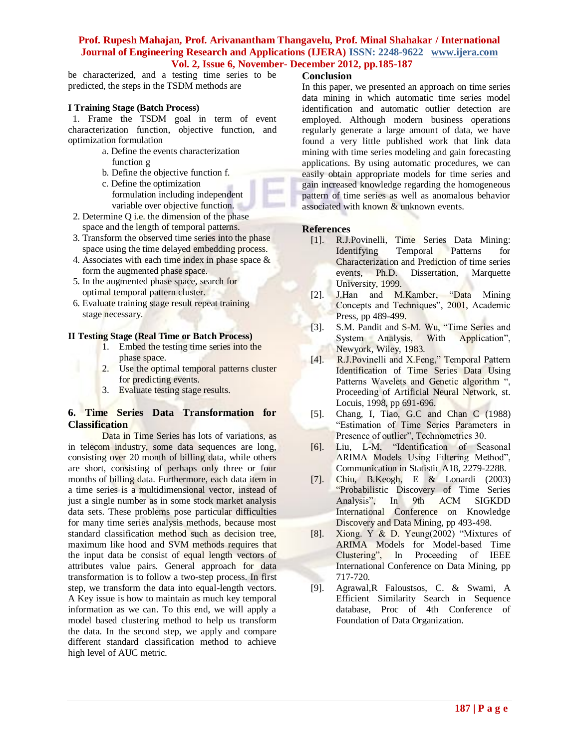be characterized, and a testing time series to be predicted, the steps in the TSDM methods are

**I Training Stage (Batch Process)**

1. Frame the TSDM goal in term of event characterization function, objective function, and optimization formulation
   a. Define the events characterization function g
   b. Define the objective function f.
   c. Define the optimization formulation including independent variable over objective function.
2. Determine Q i.e. the dimension of the phase space and the length of temporal patterns.
3. Transform the observed time series into the phase space using the time delayed embedding process.
4. Associates with each time index in phase space & form the augmented phase space.
5. In the augmented phase space, search for optimal temporal pattern cluster.
6. Evaluate training stage result repeat training stage necessary.

**II Testing Stage (Real Time or Batch Process)**

1. Embed the testing time series into the phase space.
2. Use the optimal temporal patterns cluster for predicting events.
3. Evaluate testing stage results.

## 6. Time Series Data Transformation for Classification

Data in Time Series has lots of variations, as in telecom industry, some data sequences are long, consisting over 20 month of billing data, while others are short, consisting of perhaps only three or four months of billing data. Furthermore, each data item in a time series is a multidimensional vector, instead of just a single number as in some stock market analysis data sets. These problems pose particular difficulties for many time series analysis methods, because most standard classification method such as decision tree, maximum like hood and SVM methods requires that the input data be consist of equal length vectors of attributes value pairs. General approach for data transformation is to follow a two-step process. In first step, we transform the data into equal-length vectors. A Key issue is how to maintain as much key temporal information as we can. To this end, we will apply a model based clustering method to help us transform the data. In the second step, we apply and compare different standard classification method to achieve high level of AUC metric.

## Conclusion

In this paper, we presented an approach on time series data mining in which automatic time series model identification and automatic outlier detection are employed. Although modern business operations regularly generate a large amount of data, we have found a very little published work that link data mining with time series modeling and gain forecasting applications. By using automatic procedures, we can easily obtain appropriate models for time series and gain increased knowledge regarding the homogeneous pattern of time series as well as anomalous behavior associated with known & unknown events.

## References

[1]. R.J.Povinelli, Time Series Data Mining: Identifying Temporal Patterns for Characterization and Prediction of time series events, Ph.D. Dissertation, Marquette University, 1999.

[2]. J.Han and M.Kamber, "Data Mining Concepts and Techniques", 2001, Academic Press, pp 489-499.

[3]. S.M. Pandit and S-M. Wu, "Time Series and System Analysis, With Application", Newyork, Wiley, 1983.

[4]. R.J.Povinelli and X.Feng," Temporal Pattern Identification of Time Series Data Using Patterns Wavelets and Genetic algorithm ", Proceeding of Artificial Neural Network, st. Locuis, 1998, pp 691-696.

[5]. Chang, I, Tiao, G.C and Chan C (1988) "Estimation of Time Series Parameters in Presence of outlier", Technometrics 30.

[6]. Liu, L-M, "Identification of Seasonal ARIMA Models Using Filtering Method", Communication in Statistic A18, 2279-2288.

[7]. Chiu, B.Keogh, E & Lonardi (2003) "Probabilistic Discovery of Time Series Analysis", In 9th ACM SIGKDD International Conference on Knowledge Discovery and Data Mining, pp 493-498.

[8]. Xiong. Y & D. Yeung(2002) "Mixtures of ARIMA Models for Model-based Time Clustering", In Proceeding of IEEE International Conference on Data Mining, pp 717-720.

[9]. Agrawal,R Faloustsos, C. & Swami, A Efficient Similarity Search in Sequence database, Proc of 4th Conference of Foundation of Data Organization.